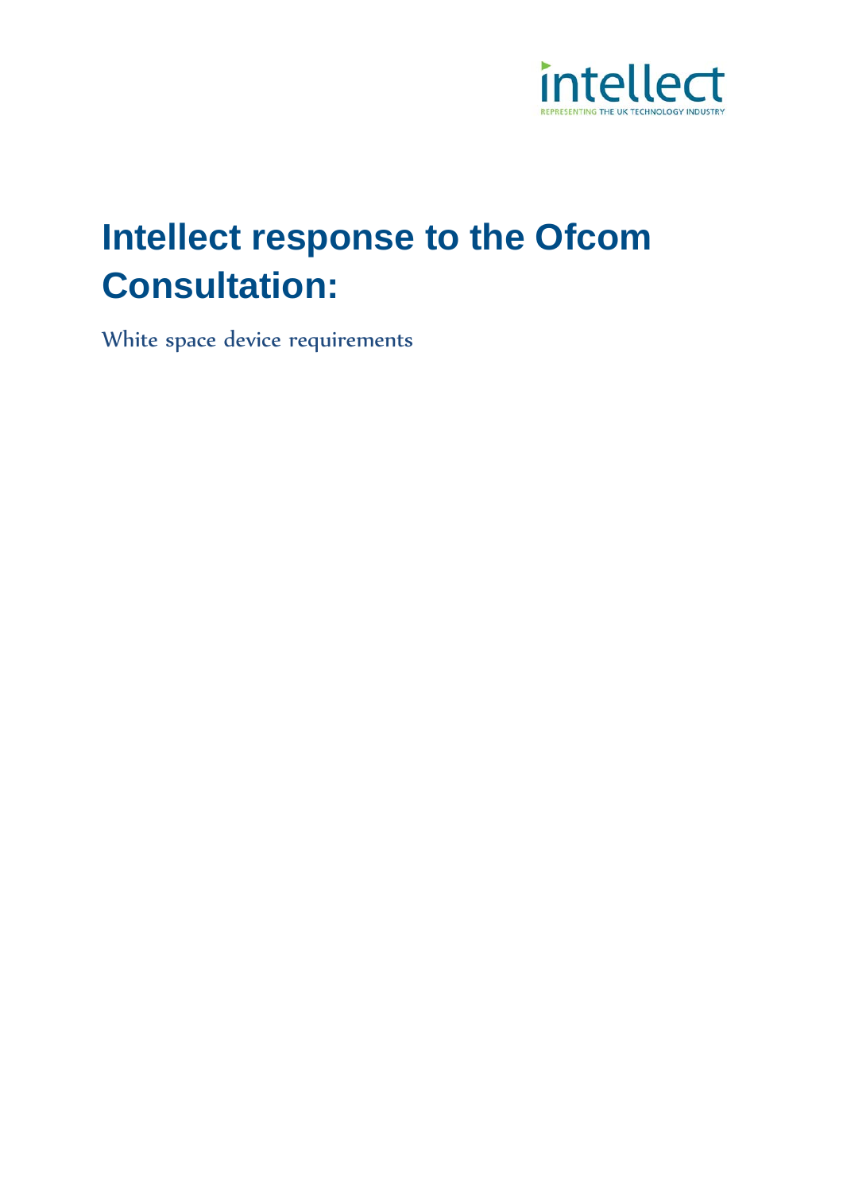intellect

REPRESENTING THE UK TECHNOLOGY INDUSTRY

# Intellect response to the Ofcom Consultation:

White space device requirements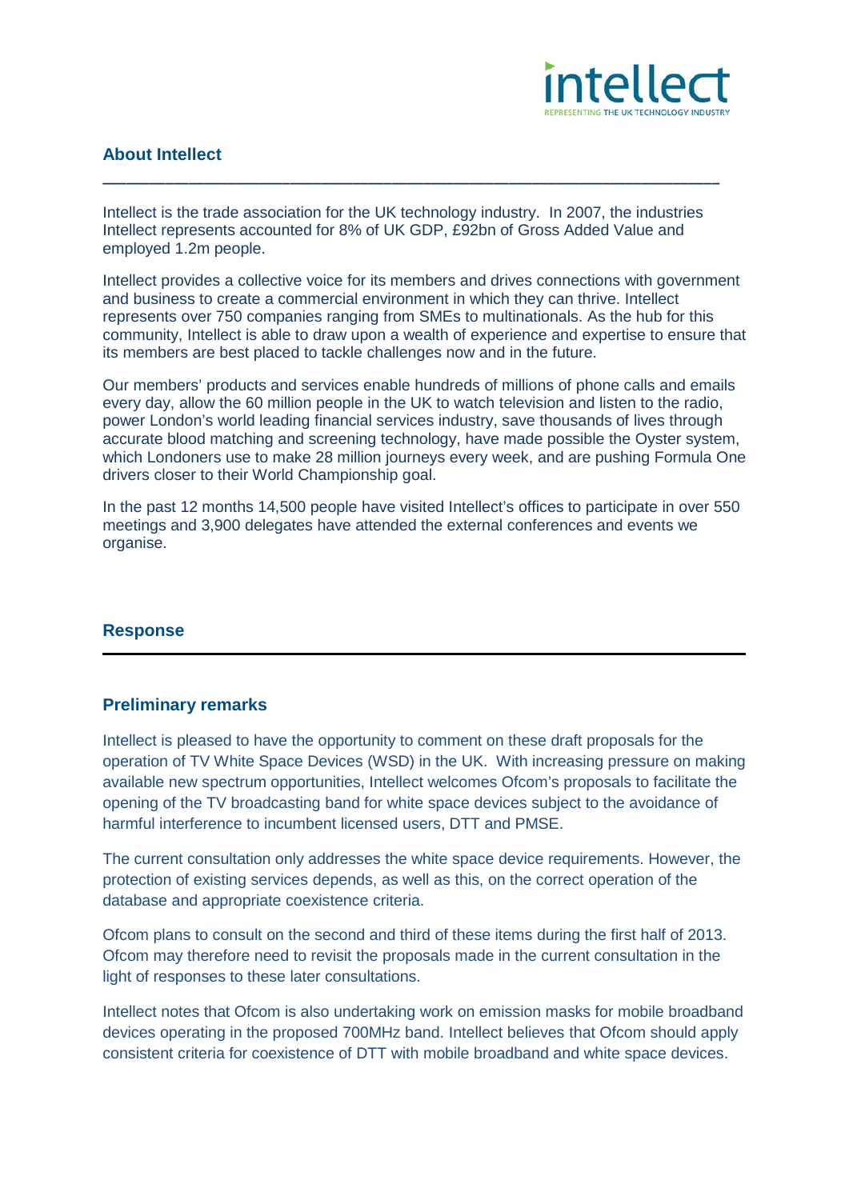## About Intellect

Intellect is the trade association for the UK technology industry. In 2007, the industries Intellect represents accounted for 8% of UK GDP, £92bn of Gross Added Value and employed 1.2m people.

Intellect provides a collective voice for its members and drives connections with government and business to create a commercial environment in which they can thrive. Intellect represents over 750 companies ranging from SMEs to multinationals. As the hub for this community, Intellect is able to draw upon a wealth of experience and expertise to ensure that its members are best placed to tackle challenges now and in the future.

Our members' products and services enable hundreds of millions of phone calls and emails every day, allow the 60 million people in the UK to watch television and listen to the radio, power London's world leading financial services industry, save thousands of lives through accurate blood matching and screening technology, have made possible the Oyster system, which Londoners use to make 28 million journeys every week, and are pushing Formula One drivers closer to their World Championship goal.

In the past 12 months 14,500 people have visited Intellect's offices to participate in over 550 meetings and 3,900 delegates have attended the external conferences and events we organise.

## Response

### Preliminary remarks

Intellect is pleased to have the opportunity to comment on these draft proposals for the operation of TV White Space Devices (WSD) in the UK. With increasing pressure on making available new spectrum opportunities, Intellect welcomes Ofcom's proposals to facilitate the opening of the TV broadcasting band for white space devices subject to the avoidance of harmful interference to incumbent licensed users, DTT and PMSE.

The current consultation only addresses the white space device requirements. However, the protection of existing services depends, as well as this, on the correct operation of the database and appropriate coexistence criteria.

Ofcom plans to consult on the second and third of these items during the first half of 2013. Ofcom may therefore need to revisit the proposals made in the current consultation in the light of responses to these later consultations.

Intellect notes that Ofcom is also undertaking work on emission masks for mobile broadband devices operating in the proposed 700MHz band. Intellect believes that Ofcom should apply consistent criteria for coexistence of DTT with mobile broadband and white space devices.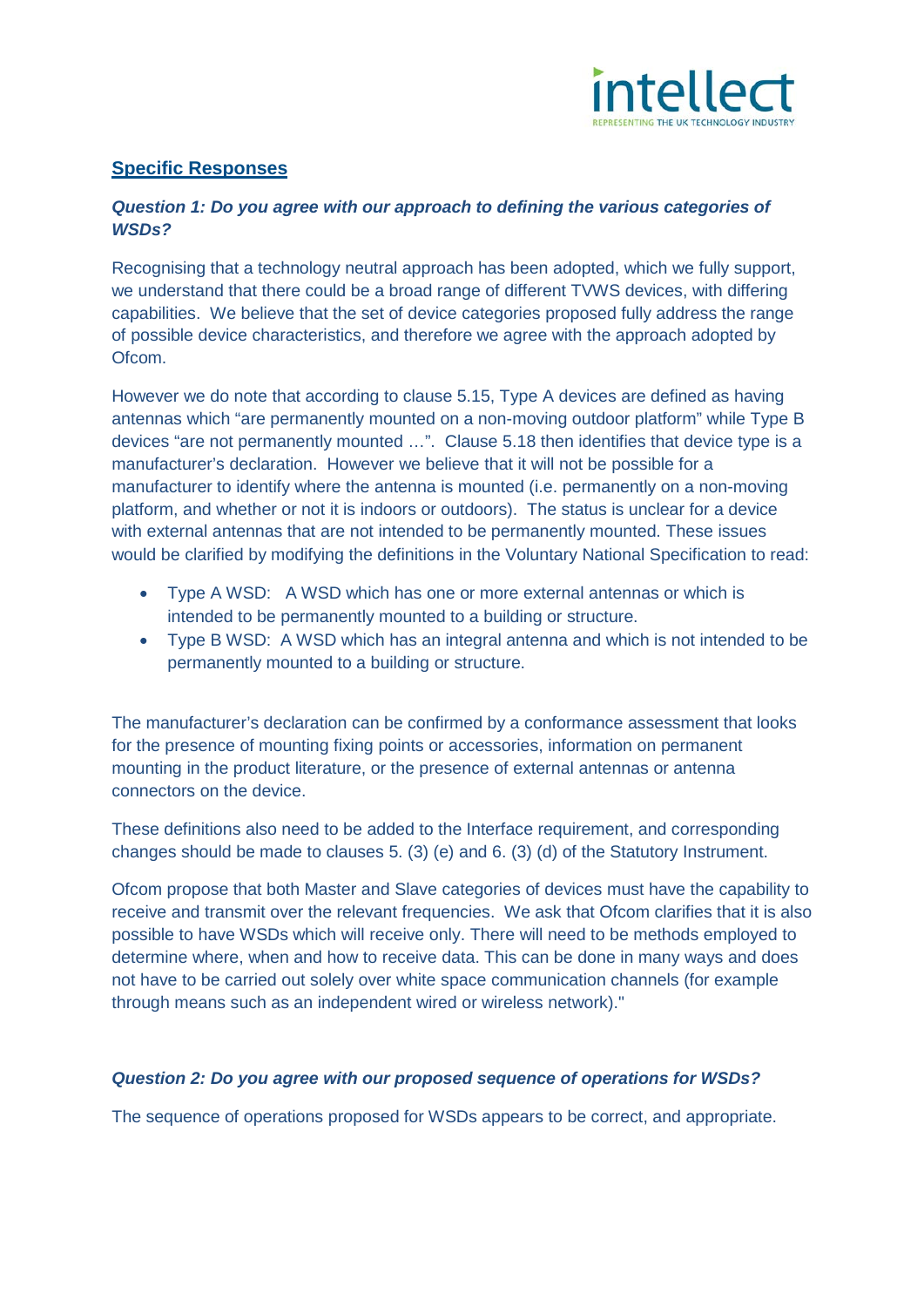## Specific Responses

### *Question 1: Do you agree with our approach to defining the various categories of WSDs?*

Recognising that a technology neutral approach has been adopted, which we fully support, we understand that there could be a broad range of different TVWS devices, with differing capabilities. We believe that the set of device categories proposed fully address the range of possible device characteristics, and therefore we agree with the approach adopted by Ofcom.

However we do note that according to clause 5.15, Type A devices are defined as having antennas which "are permanently mounted on a non-moving outdoor platform" while Type B devices "are not permanently mounted …". Clause 5.18 then identifies that device type is a manufacturer's declaration. However we believe that it will not be possible for a manufacturer to identify where the antenna is mounted (i.e. permanently on a non-moving platform, and whether or not it is indoors or outdoors). The status is unclear for a device with external antennas that are not intended to be permanently mounted. These issues would be clarified by modifying the definitions in the Voluntary National Specification to read:

- Type A WSD: A WSD which has one or more external antennas or which is intended to be permanently mounted to a building or structure.
- Type B WSD: A WSD which has an integral antenna and which is not intended to be permanently mounted to a building or structure.

The manufacturer's declaration can be confirmed by a conformance assessment that looks for the presence of mounting fixing points or accessories, information on permanent mounting in the product literature, or the presence of external antennas or antenna connectors on the device.

These definitions also need to be added to the Interface requirement, and corresponding changes should be made to clauses 5. (3) (e) and 6. (3) (d) of the Statutory Instrument.

Ofcom propose that both Master and Slave categories of devices must have the capability to receive and transmit over the relevant frequencies. We ask that Ofcom clarifies that it is also possible to have WSDs which will receive only. There will need to be methods employed to determine where, when and how to receive data. This can be done in many ways and does not have to be carried out solely over white space communication channels (for example through means such as an independent wired or wireless network)."

### *Question 2: Do you agree with our proposed sequence of operations for WSDs?*

The sequence of operations proposed for WSDs appears to be correct, and appropriate.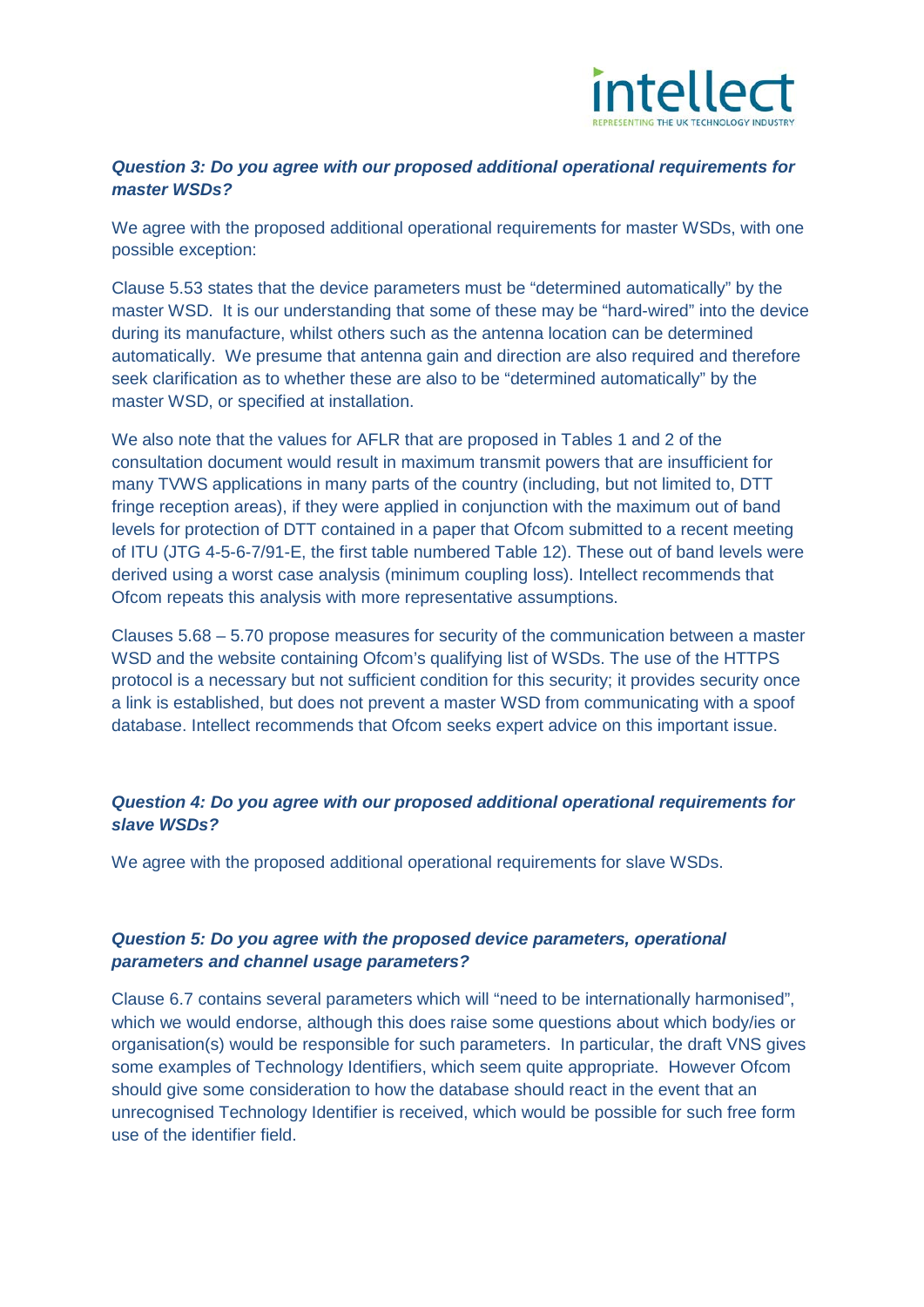***Question 3: Do you agree with our proposed additional operational requirements for master WSDs?***

We agree with the proposed additional operational requirements for master WSDs, with one possible exception:

Clause 5.53 states that the device parameters must be “determined automatically” by the master WSD. It is our understanding that some of these may be “hard-wired” into the device during its manufacture, whilst others such as the antenna location can be determined automatically. We presume that antenna gain and direction are also required and therefore seek clarification as to whether these are also to be “determined automatically” by the master WSD, or specified at installation.

We also note that the values for AFLR that are proposed in Tables 1 and 2 of the consultation document would result in maximum transmit powers that are insufficient for many TVWS applications in many parts of the country (including, but not limited to, DTT fringe reception areas), if they were applied in conjunction with the maximum out of band levels for protection of DTT contained in a paper that Ofcom submitted to a recent meeting of ITU (JTG 4-5-6-7/91-E, the first table numbered Table 12). These out of band levels were derived using a worst case analysis (minimum coupling loss). Intellect recommends that Ofcom repeats this analysis with more representative assumptions.

Clauses 5.68 – 5.70 propose measures for security of the communication between a master WSD and the website containing Ofcom’s qualifying list of WSDs. The use of the HTTPS protocol is a necessary but not sufficient condition for this security; it provides security once a link is established, but does not prevent a master WSD from communicating with a spoof database. Intellect recommends that Ofcom seeks expert advice on this important issue.

***Question 4: Do you agree with our proposed additional operational requirements for slave WSDs?***

We agree with the proposed additional operational requirements for slave WSDs.

***Question 5: Do you agree with the proposed device parameters, operational parameters and channel usage parameters?***

Clause 6.7 contains several parameters which will “need to be internationally harmonised”, which we would endorse, although this does raise some questions about which body/ies or organisation(s) would be responsible for such parameters. In particular, the draft VNS gives some examples of Technology Identifiers, which seem quite appropriate. However Ofcom should give some consideration to how the database should react in the event that an unrecognised Technology Identifier is received, which would be possible for such free form use of the identifier field.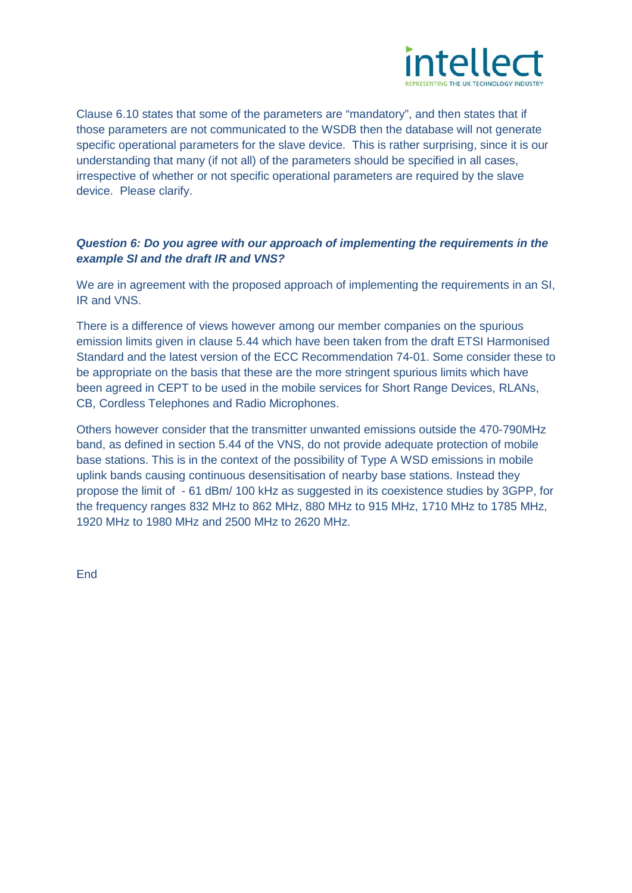Clause 6.10 states that some of the parameters are “mandatory”, and then states that if those parameters are not communicated to the WSDB then the database will not generate specific operational parameters for the slave device. This is rather surprising, since it is our understanding that many (if not all) of the parameters should be specified in all cases, irrespective of whether or not specific operational parameters are required by the slave device. Please clarify.

***Question 6: Do you agree with our approach of implementing the requirements in the example SI and the draft IR and VNS?***

We are in agreement with the proposed approach of implementing the requirements in an SI, IR and VNS.

There is a difference of views however among our member companies on the spurious emission limits given in clause 5.44 which have been taken from the draft ETSI Harmonised Standard and the latest version of the ECC Recommendation 74-01. Some consider these to be appropriate on the basis that these are the more stringent spurious limits which have been agreed in CEPT to be used in the mobile services for Short Range Devices, RLANs, CB, Cordless Telephones and Radio Microphones.

Others however consider that the transmitter unwanted emissions outside the 470-790MHz band, as defined in section 5.44 of the VNS, do not provide adequate protection of mobile base stations. This is in the context of the possibility of Type A WSD emissions in mobile uplink bands causing continuous desensitisation of nearby base stations. Instead they propose the limit of - 61 dBm/ 100 kHz as suggested in its coexistence studies by 3GPP, for the frequency ranges 832 MHz to 862 MHz, 880 MHz to 915 MHz, 1710 MHz to 1785 MHz, 1920 MHz to 1980 MHz and 2500 MHz to 2620 MHz.

End